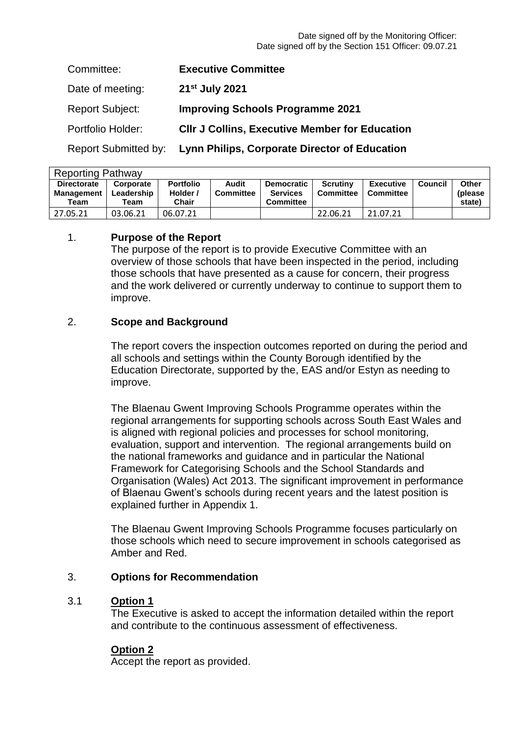Date signed off by the Monitoring Officer:
Date signed off by the Section 151 Officer: 09.07.21

| | |
|---|---|
| Committee: | **Executive Committee** |
| Date of meeting: | **21st July 2021** |
| Report Subject: | **Improving Schools Programme 2021** |
| Portfolio Holder: | **Cllr J Collins, Executive Member for Education** |
| Report Submitted by: | **Lynn Philips, Corporate Director of Education** |

| Reporting Pathway | | | | | | | | |
|---|---|---|---|---|---|---|---|---|
| **Directorate Management Team** | **Corporate Leadership Team** | **Portfolio Holder / Chair** | **Audit Committee** | **Democratic Services Committee** | **Scrutiny Committee** | **Executive Committee** | **Council** | **Other (please state)** |
| 27.05.21 | 03.06.21 | 06.07.21 | | | 22.06.21 | 21.07.21 | | |

## 1. Purpose of the Report

The purpose of the report is to provide Executive Committee with an overview of those schools that have been inspected in the period, including those schools that have presented as a cause for concern, their progress and the work delivered or currently underway to continue to support them to improve.

## 2. Scope and Background

The report covers the inspection outcomes reported on during the period and all schools and settings within the County Borough identified by the Education Directorate, supported by the, EAS and/or Estyn as needing to improve.

The Blaenau Gwent Improving Schools Programme operates within the regional arrangements for supporting schools across South East Wales and is aligned with regional policies and processes for school monitoring, evaluation, support and intervention. The regional arrangements build on the national frameworks and guidance and in particular the National Framework for Categorising Schools and the School Standards and Organisation (Wales) Act 2013. The significant improvement in performance of Blaenau Gwent's schools during recent years and the latest position is explained further in Appendix 1.

The Blaenau Gwent Improving Schools Programme focuses particularly on those schools which need to secure improvement in schools categorised as Amber and Red.

## 3. Options for Recommendation

### 3.1 Option 1

The Executive is asked to accept the information detailed within the report and contribute to the continuous assessment of effectiveness.

### Option 2

Accept the report as provided.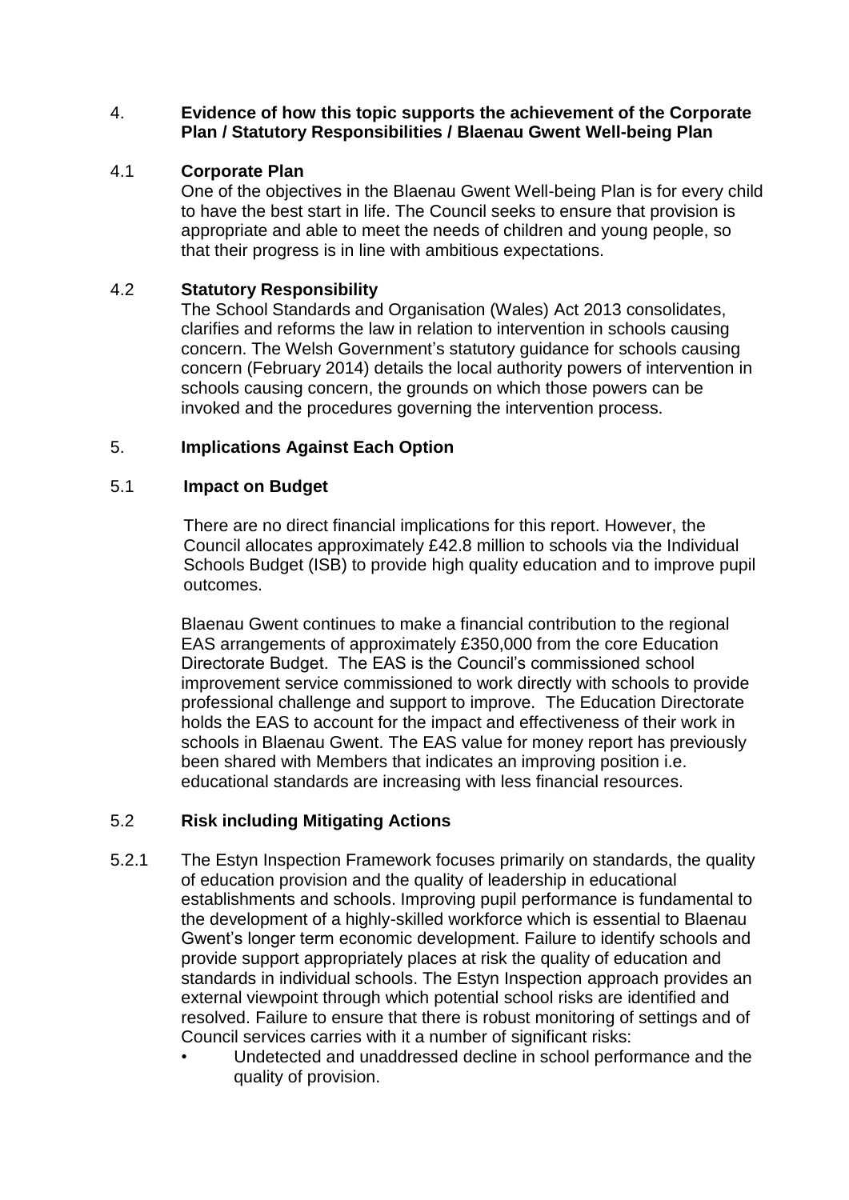## 4. Evidence of how this topic supports the achievement of the Corporate Plan / Statutory Responsibilities / Blaenau Gwent Well-being Plan

### 4.1 Corporate Plan

One of the objectives in the Blaenau Gwent Well-being Plan is for every child to have the best start in life. The Council seeks to ensure that provision is appropriate and able to meet the needs of children and young people, so that their progress is in line with ambitious expectations.

### 4.2 Statutory Responsibility

The School Standards and Organisation (Wales) Act 2013 consolidates, clarifies and reforms the law in relation to intervention in schools causing concern. The Welsh Government's statutory guidance for schools causing concern (February 2014) details the local authority powers of intervention in schools causing concern, the grounds on which those powers can be invoked and the procedures governing the intervention process.

## 5. Implications Against Each Option

### 5.1 Impact on Budget

There are no direct financial implications for this report. However, the Council allocates approximately £42.8 million to schools via the Individual Schools Budget (ISB) to provide high quality education and to improve pupil outcomes.

Blaenau Gwent continues to make a financial contribution to the regional EAS arrangements of approximately £350,000 from the core Education Directorate Budget. The EAS is the Council's commissioned school improvement service commissioned to work directly with schools to provide professional challenge and support to improve. The Education Directorate holds the EAS to account for the impact and effectiveness of their work in schools in Blaenau Gwent. The EAS value for money report has previously been shared with Members that indicates an improving position i.e. educational standards are increasing with less financial resources.

### 5.2 Risk including Mitigating Actions

5.2.1 The Estyn Inspection Framework focuses primarily on standards, the quality of education provision and the quality of leadership in educational establishments and schools. Improving pupil performance is fundamental to the development of a highly-skilled workforce which is essential to Blaenau Gwent's longer term economic development. Failure to identify schools and provide support appropriately places at risk the quality of education and standards in individual schools. The Estyn Inspection approach provides an external viewpoint through which potential school risks are identified and resolved. Failure to ensure that there is robust monitoring of settings and of Council services carries with it a number of significant risks:

- Undetected and unaddressed decline in school performance and the quality of provision.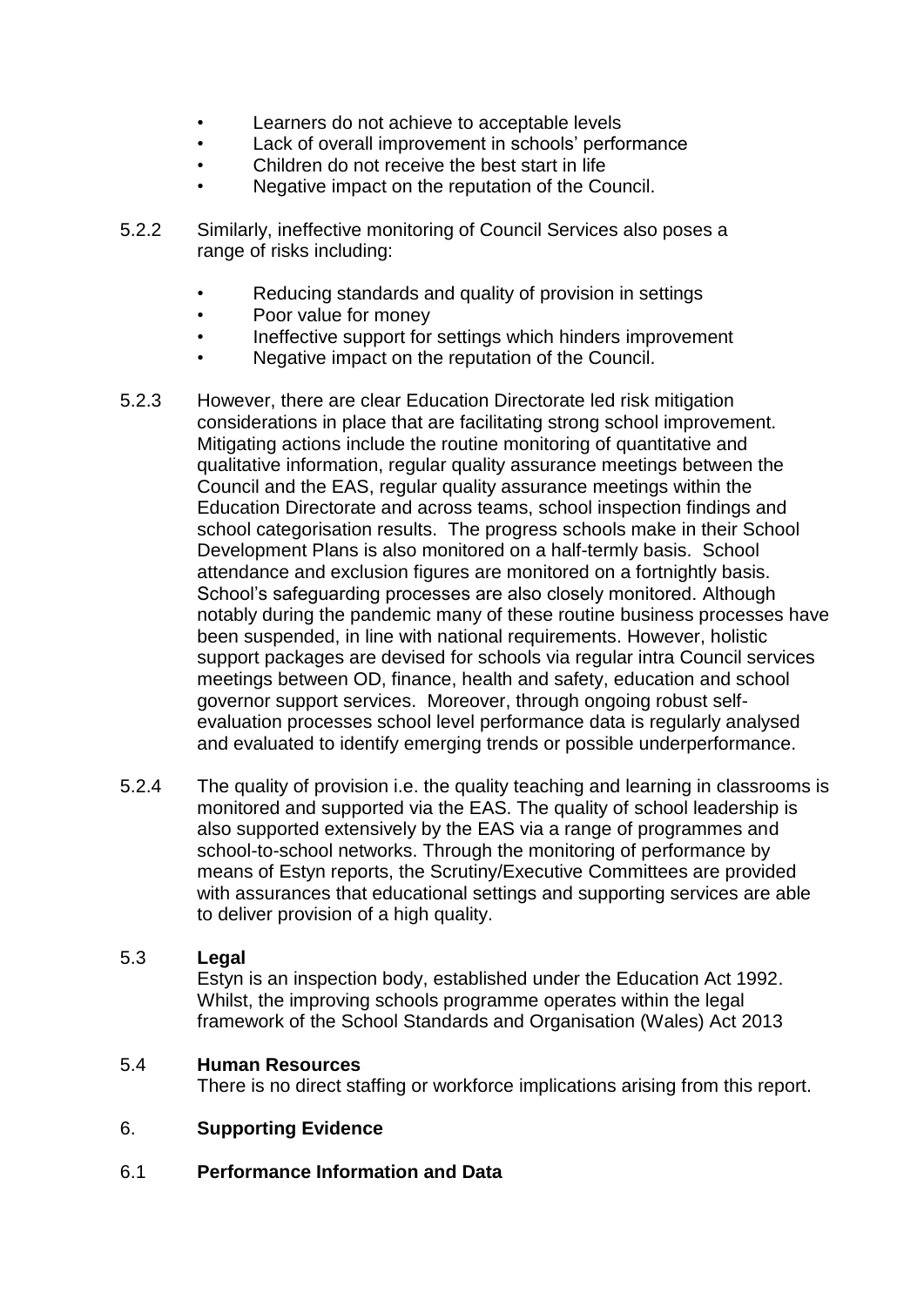- Learners do not achieve to acceptable levels
- Lack of overall improvement in schools' performance
- Children do not receive the best start in life
- Negative impact on the reputation of the Council.

5.2.2 Similarly, ineffective monitoring of Council Services also poses a range of risks including:

- Reducing standards and quality of provision in settings
- Poor value for money
- Ineffective support for settings which hinders improvement
- Negative impact on the reputation of the Council.

5.2.3 However, there are clear Education Directorate led risk mitigation considerations in place that are facilitating strong school improvement. Mitigating actions include the routine monitoring of quantitative and qualitative information, regular quality assurance meetings between the Council and the EAS, regular quality assurance meetings within the Education Directorate and across teams, school inspection findings and school categorisation results. The progress schools make in their School Development Plans is also monitored on a half-termly basis. School attendance and exclusion figures are monitored on a fortnightly basis. School's safeguarding processes are also closely monitored. Although notably during the pandemic many of these routine business processes have been suspended, in line with national requirements. However, holistic support packages are devised for schools via regular intra Council services meetings between OD, finance, health and safety, education and school governor support services. Moreover, through ongoing robust self-evaluation processes school level performance data is regularly analysed and evaluated to identify emerging trends or possible underperformance.

5.2.4 The quality of provision i.e. the quality teaching and learning in classrooms is monitored and supported via the EAS. The quality of school leadership is also supported extensively by the EAS via a range of programmes and school-to-school networks. Through the monitoring of performance by means of Estyn reports, the Scrutiny/Executive Committees are provided with assurances that educational settings and supporting services are able to deliver provision of a high quality.

## 5.3 Legal

Estyn is an inspection body, established under the Education Act 1992. Whilst, the improving schools programme operates within the legal framework of the School Standards and Organisation (Wales) Act 2013

## 5.4 Human Resources

There is no direct staffing or workforce implications arising from this report.

# 6. Supporting Evidence

## 6.1 Performance Information and Data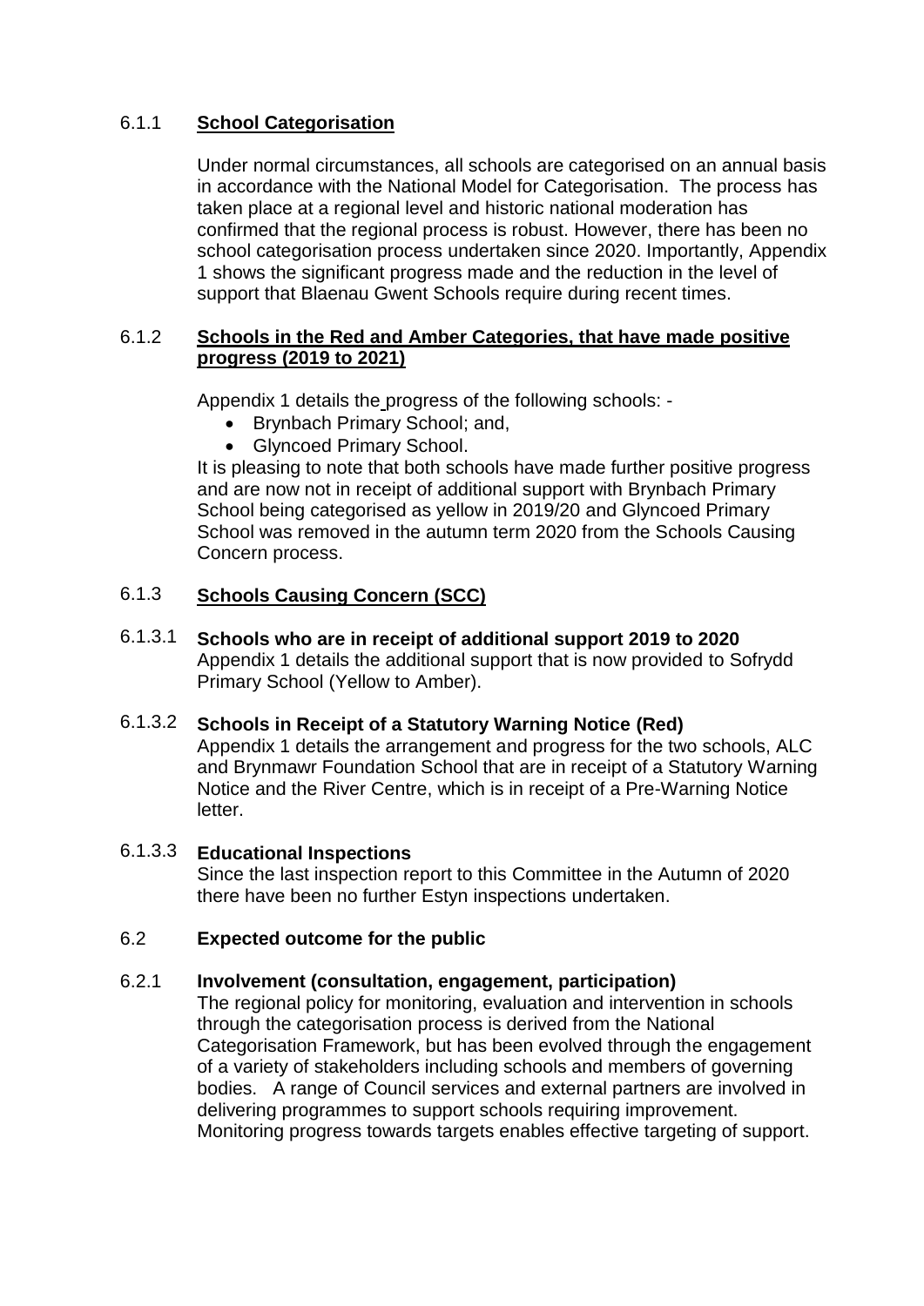### 6.1.1 **School Categorisation**

Under normal circumstances, all schools are categorised on an annual basis in accordance with the National Model for Categorisation. The process has taken place at a regional level and historic national moderation has confirmed that the regional process is robust. However, there has been no school categorisation process undertaken since 2020. Importantly, Appendix 1 shows the significant progress made and the reduction in the level of support that Blaenau Gwent Schools require during recent times.

### 6.1.2 **Schools in the Red and Amber Categories, that have made positive progress (2019 to 2021)**

Appendix 1 details the progress of the following schools: -

- Brynbach Primary School; and,
- Glyncoed Primary School.

It is pleasing to note that both schools have made further positive progress and are now not in receipt of additional support with Brynbach Primary School being categorised as yellow in 2019/20 and Glyncoed Primary School was removed in the autumn term 2020 from the Schools Causing Concern process.

### 6.1.3 **Schools Causing Concern (SCC)**

#### 6.1.3.1 **Schools who are in receipt of additional support 2019 to 2020**

Appendix 1 details the additional support that is now provided to Sofrydd Primary School (Yellow to Amber).

#### 6.1.3.2 **Schools in Receipt of a Statutory Warning Notice (Red)**

Appendix 1 details the arrangement and progress for the two schools, ALC and Brynmawr Foundation School that are in receipt of a Statutory Warning Notice and the River Centre, which is in receipt of a Pre-Warning Notice letter.

#### 6.1.3.3 **Educational Inspections**

Since the last inspection report to this Committee in the Autumn of 2020 there have been no further Estyn inspections undertaken.

### 6.2 **Expected outcome for the public**

### 6.2.1 **Involvement (consultation, engagement, participation)**

The regional policy for monitoring, evaluation and intervention in schools through the categorisation process is derived from the National Categorisation Framework, but has been evolved through the engagement of a variety of stakeholders including schools and members of governing bodies. A range of Council services and external partners are involved in delivering programmes to support schools requiring improvement. Monitoring progress towards targets enables effective targeting of support.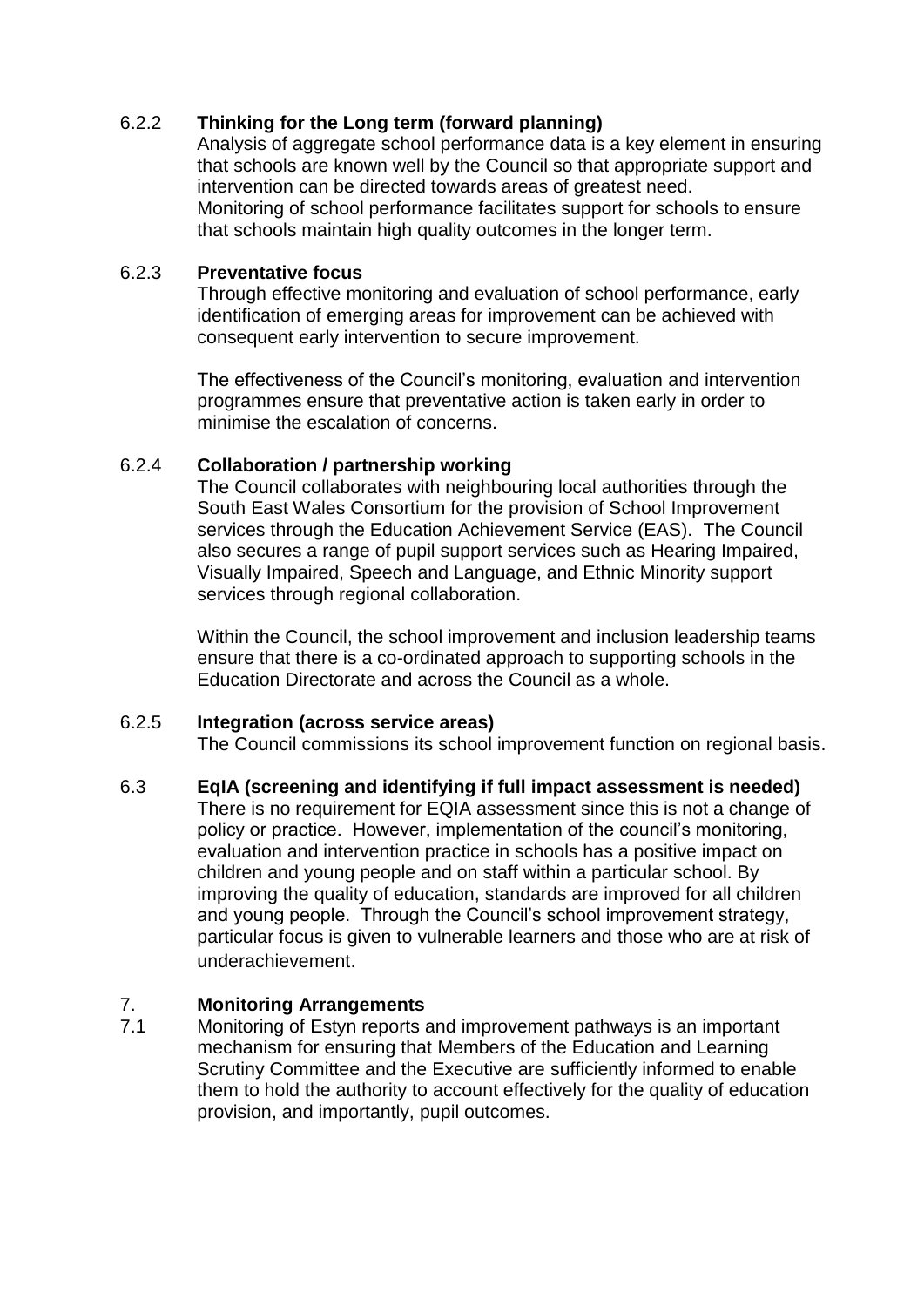6.2.2 **Thinking for the Long term (forward planning)**

Analysis of aggregate school performance data is a key element in ensuring that schools are known well by the Council so that appropriate support and intervention can be directed towards areas of greatest need.
Monitoring of school performance facilitates support for schools to ensure that schools maintain high quality outcomes in the longer term.

6.2.3 **Preventative focus**

Through effective monitoring and evaluation of school performance, early identification of emerging areas for improvement can be achieved with consequent early intervention to secure improvement.

The effectiveness of the Council's monitoring, evaluation and intervention programmes ensure that preventative action is taken early in order to minimise the escalation of concerns.

6.2.4 **Collaboration / partnership working**

The Council collaborates with neighbouring local authorities through the South East Wales Consortium for the provision of School Improvement services through the Education Achievement Service (EAS). The Council also secures a range of pupil support services such as Hearing Impaired, Visually Impaired, Speech and Language, and Ethnic Minority support services through regional collaboration.

Within the Council, the school improvement and inclusion leadership teams ensure that there is a co-ordinated approach to supporting schools in the Education Directorate and across the Council as a whole.

6.2.5 **Integration (across service areas)**

The Council commissions its school improvement function on regional basis.

6.3 **EqIA (screening and identifying if full impact assessment is needed)**

There is no requirement for EQIA assessment since this is not a change of policy or practice. However, implementation of the council's monitoring, evaluation and intervention practice in schools has a positive impact on children and young people and on staff within a particular school. By improving the quality of education, standards are improved for all children and young people. Through the Council's school improvement strategy, particular focus is given to vulnerable learners and those who are at risk of underachievement.

## 7. Monitoring Arrangements

7.1 Monitoring of Estyn reports and improvement pathways is an important mechanism for ensuring that Members of the Education and Learning Scrutiny Committee and the Executive are sufficiently informed to enable them to hold the authority to account effectively for the quality of education provision, and importantly, pupil outcomes.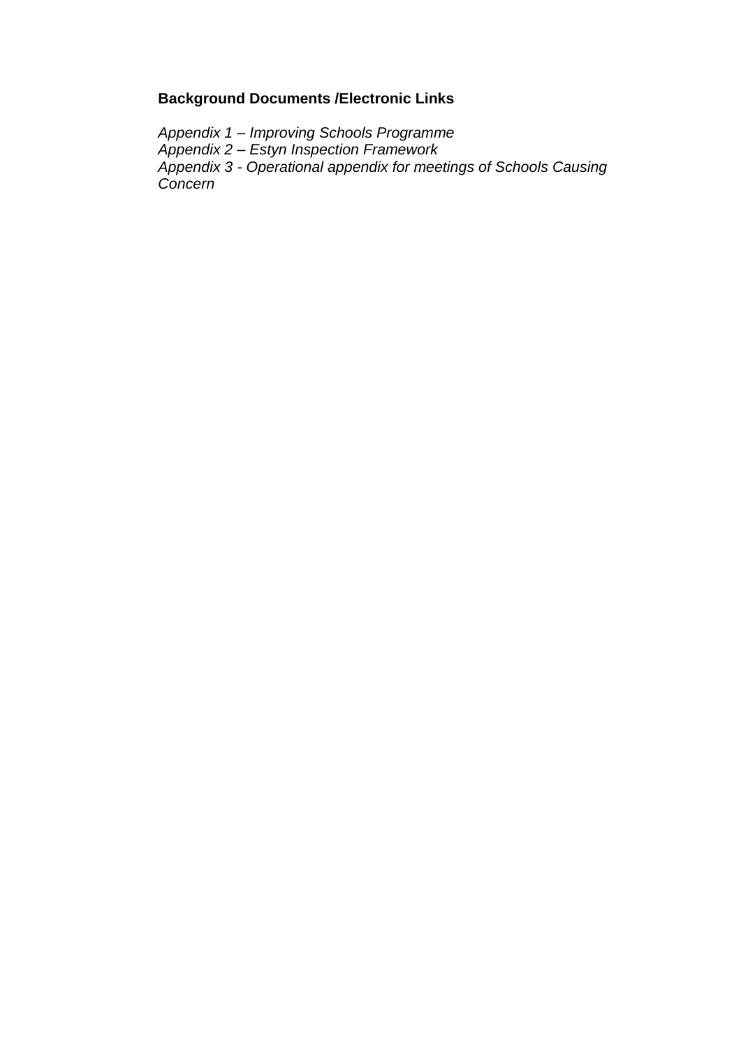**Background Documents /Electronic Links**

*Appendix 1 – Improving Schools Programme*
*Appendix 2 – Estyn Inspection Framework*
*Appendix 3 - Operational appendix for meetings of Schools Causing Concern*